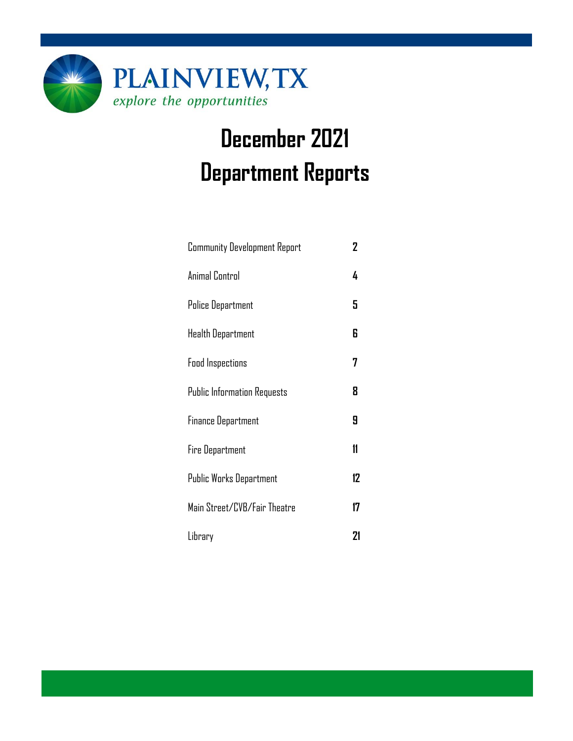PLAINVIEW, TX

*explore the opportunities*

# December 2021
# Department Reports

| | |
|---|---|
| Community Development Report | 2 |
| Animal Control | 4 |
| Police Department | 5 |
| Health Department | 6 |
| Food Inspections | 7 |
| Public Information Requests | 8 |
| Finance Department | 9 |
| Fire Department | 11 |
| Public Works Department | 12 |
| Main Street/CVB/Fair Theatre | 17 |
| Library | 21 |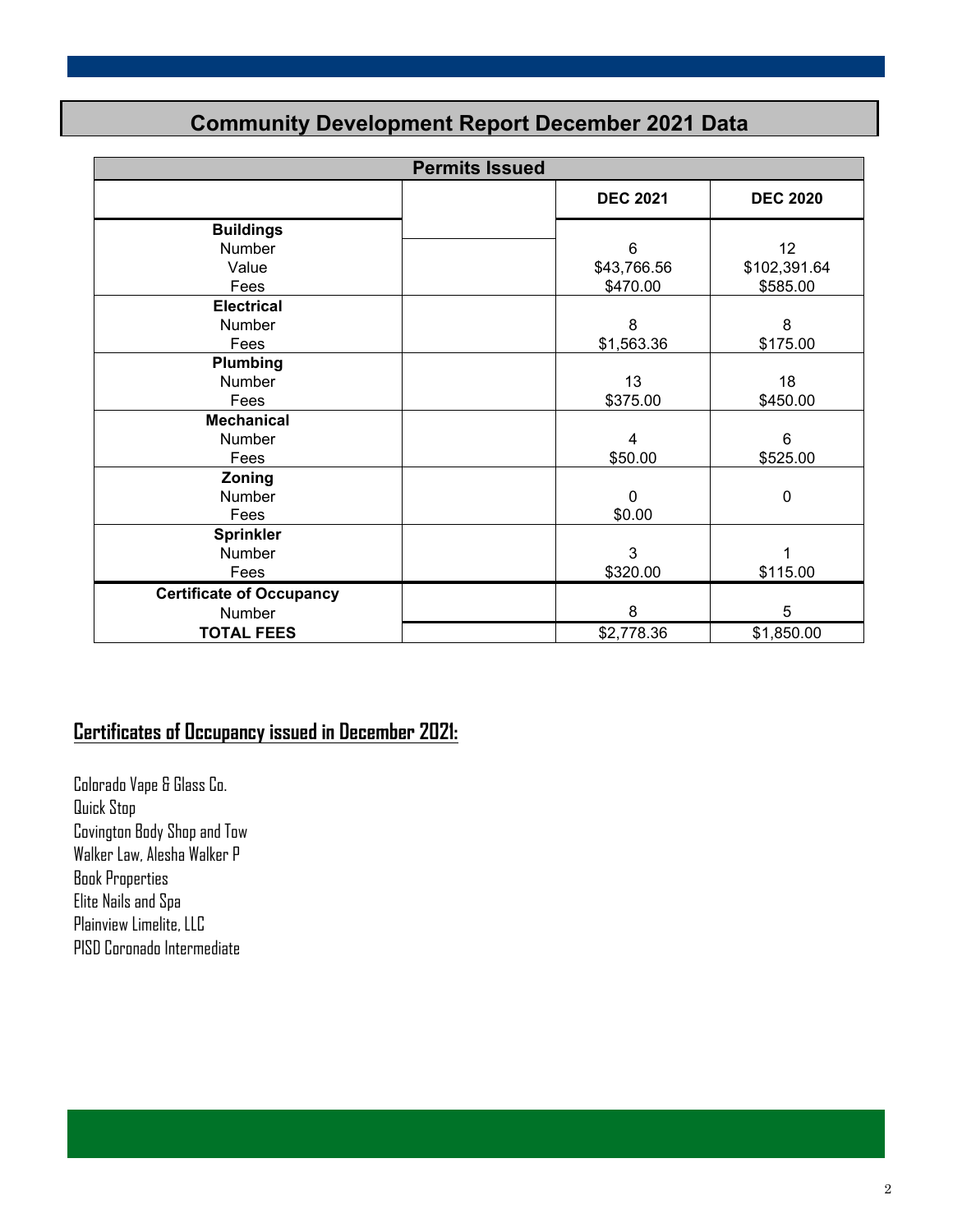# Community Development Report December 2021 Data

| Permits Issued | | | |
|---|---|---|---|
| | | **DEC 2021** | **DEC 2020** |
| **Buildings** | | | |
| Number | | 6 | 12 |
| Value | | $43,766.56 | $102,391.64 |
| Fees | | $470.00 | $585.00 |
| **Electrical** | | | |
| Number | | 8 | 8 |
| Fees | | $1,563.36 | $175.00 |
| **Plumbing** | | | |
| Number | | 13 | 18 |
| Fees | | $375.00 | $450.00 |
| **Mechanical** | | | |
| Number | | 4 | 6 |
| Fees | | $50.00 | $525.00 |
| **Zoning** | | | |
| Number | | 0 | 0 |
| Fees | | $0.00 | |
| **Sprinkler** | | | |
| Number | | 3 | 1 |
| Fees | | $320.00 | $115.00 |
| **Certificate of Occupancy** | | | |
| Number | | 8 | 5 |
| **TOTAL FEES** | | $2,778.36 | $1,850.00 |

## Certificates of Occupancy issued in December 2021:

Colorado Vape & Glass Co.
Quick Stop
Covington Body Shop and Tow
Walker Law, Alesha Walker P
Book Properties
Elite Nails and Spa
Plainview Limelite, LLC
PISD Coronado Intermediate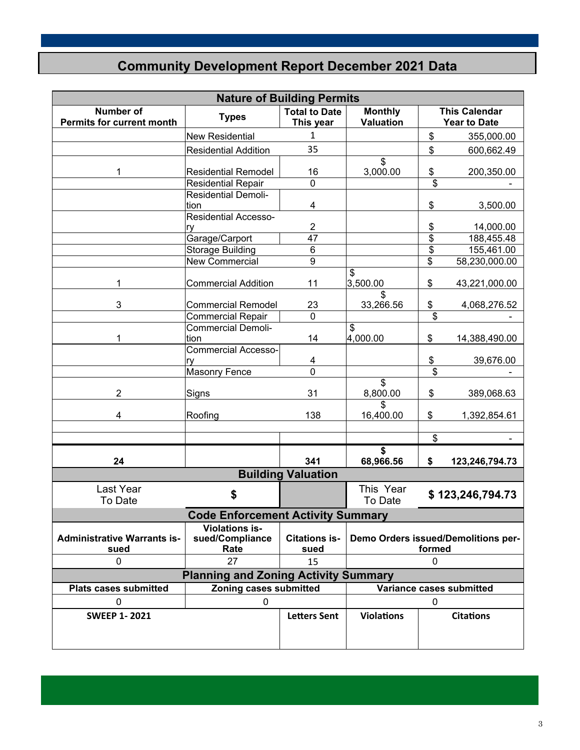# Community Development Report December 2021 Data

| Nature of Building Permits | | | | |
|---|---|---|---|---|
| Number of Permits for current month | Types | Total to Date This year | Monthly Valuation | This Calendar Year to Date |
| | New Residential | 1 | | $ 355,000.00 |
| | Residential Addition | 35 | | $ 600,662.49 |
| 1 | Residential Remodel | 16 | $ 3,000.00 | $ 200,350.00 |
| | Residential Repair | 0 | | $ - |
| | Residential Demolition | 4 | | $ 3,500.00 |
| | Residential Accessory | 2 | | $ 14,000.00 |
| | Garage/Carport | 47 | | $ 188,455.48 |
| | Storage Building | 6 | | $ 155,461.00 |
| | New Commercial | 9 | | $ 58,230,000.00 |
| 1 | Commercial Addition | 11 | $ 3,500.00 | $ 43,221,000.00 |
| 3 | Commercial Remodel | 23 | $ 33,266.56 | $ 4,068,276.52 |
| | Commercial Repair | 0 | | $ - |
| 1 | Commercial Demolition | 14 | $ 4,000.00 | $ 14,388,490.00 |
| | Commercial Accessory | 4 | | $ 39,676.00 |
| | Masonry Fence | 0 | | $ - |
| 2 | Signs | 31 | $ 8,800.00 | $ 389,068.63 |
| 4 | Roofing | 138 | $ 16,400.00 | $ 1,392,854.61 |
| | | | | |
| | | | | $ - |
| **24** | | **341** | **$ 68,966.56** | **$ 123,246,794.73** |

| Building Valuation | | | | |
|---|---|---|---|---|
| Last Year To Date | **$** | | This Year To Date | **$ 123,246,794.73** |

| Code Enforcement Activity Summary | | | |
|---|---|---|---|
| **Administrative Warrants issued** | **Violations issued/Compliance Rate** | **Citations issued** | **Demo Orders issued/Demolitions performed** |
| 0 | 27 | 15 | 0 |

| Planning and Zoning Activity Summary | | |
|---|---|---|
| **Plats cases submitted** | **Zoning cases submitted** | **Variance cases submitted** |
| 0 | 0 | 0 |

| **SWEEP 1- 2021** | **Letters Sent** | **Violations** | **Citations** |
|---|---|---|---|
| | | | |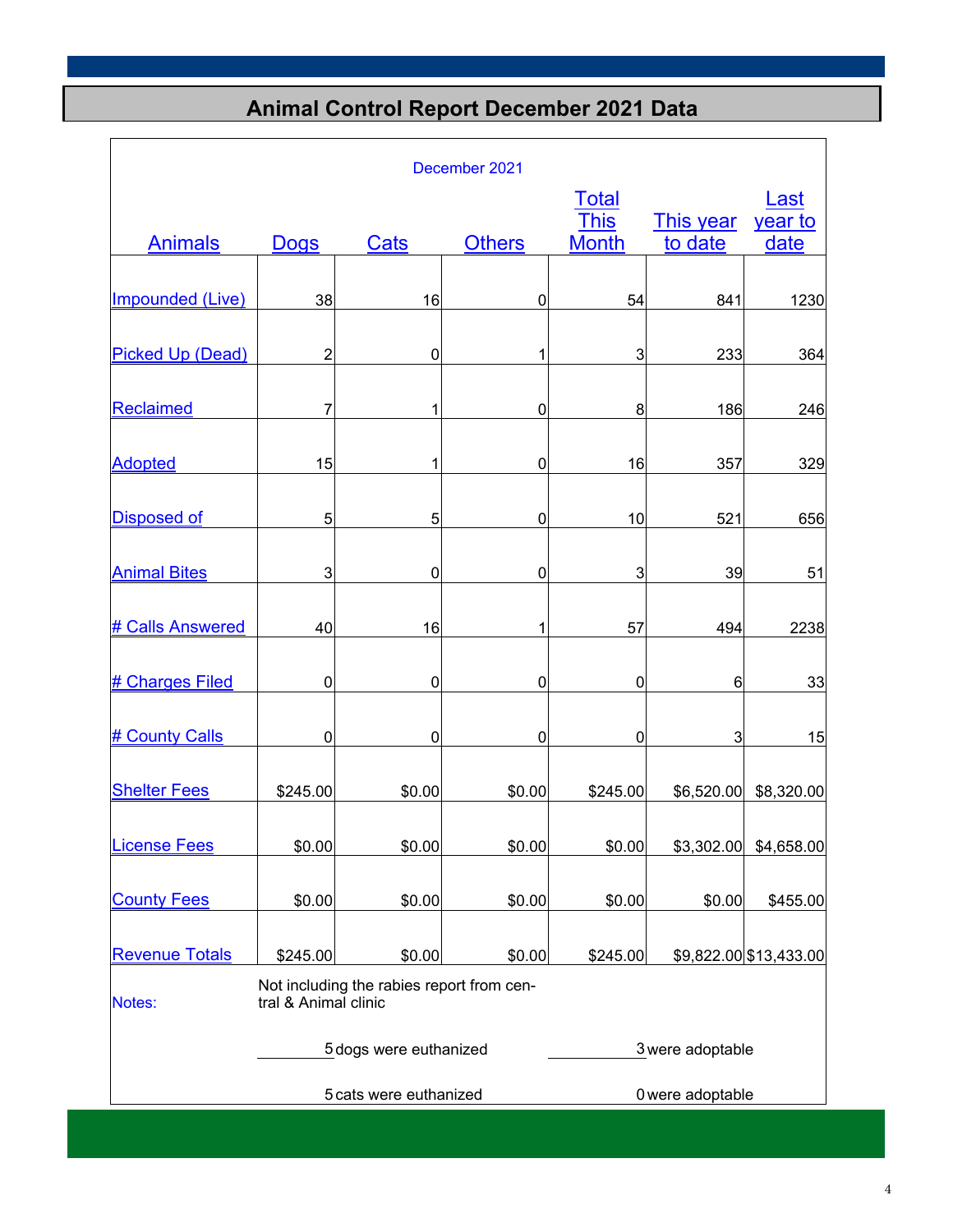# Animal Control Report December 2021 Data

December 2021

| Animals | Dogs | Cats | Others | Total This Month | This year to date | Last year to date |
|---|---|---|---|---|---|---|
| Impounded (Live) | 38 | 16 | 0 | 54 | 841 | 1230 |
| Picked Up (Dead) | 2 | 0 | 1 | 3 | 233 | 364 |
| Reclaimed | 7 | 1 | 0 | 8 | 186 | 246 |
| Adopted | 15 | 1 | 0 | 16 | 357 | 329 |
| Disposed of | 5 | 5 | 0 | 10 | 521 | 656 |
| Animal Bites | 3 | 0 | 0 | 3 | 39 | 51 |
| # Calls Answered | 40 | 16 | 1 | 57 | 494 | 2238 |
| # Charges Filed | 0 | 0 | 0 | 0 | 6 | 33 |
| # County Calls | 0 | 0 | 0 | 0 | 3 | 15 |
| Shelter Fees | $245.00 | $0.00 | $0.00 | $245.00 | $6,520.00 | $8,320.00 |
| License Fees | $0.00 | $0.00 | $0.00 | $0.00 | $3,302.00 | $4,658.00 |
| County Fees | $0.00 | $0.00 | $0.00 | $0.00 | $0.00 | $455.00 |
| Revenue Totals | $245.00 | $0.00 | $0.00 | $245.00 | $9,822.00 | $13,433.00 |

Notes: Not including the rabies report from central & Animal clinic

5 dogs were euthanized — 3 were adoptable

5 cats were euthanized — 0 were adoptable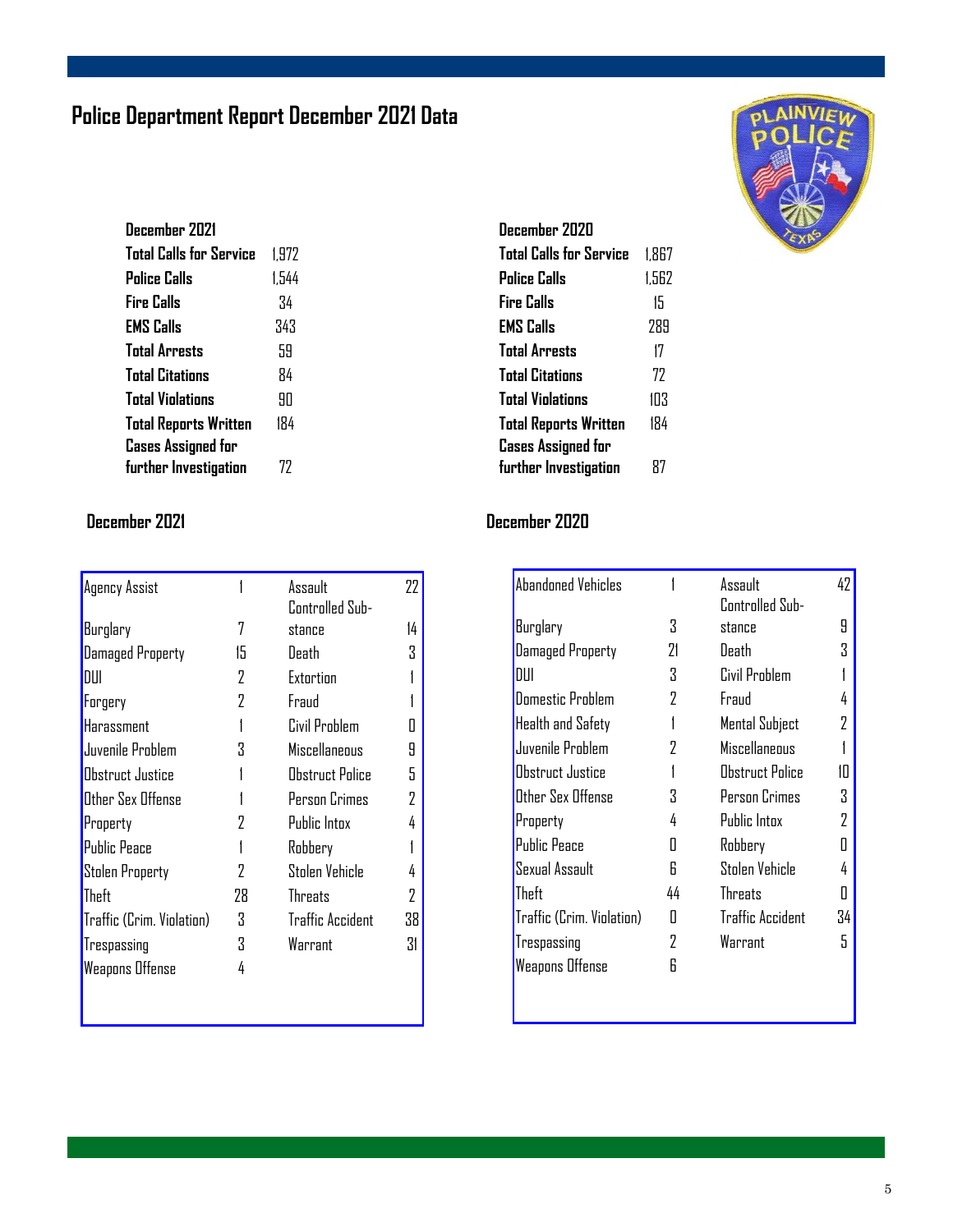# Police Department Report December 2021 Data

| December 2021 | |
|---|---|
| Total Calls for Service | 1,972 |
| Police Calls | 1,544 |
| Fire Calls | 34 |
| EMS Calls | 343 |
| Total Arrests | 59 |
| Total Citations | 84 |
| Total Violations | 90 |
| Total Reports Written | 184 |
| Cases Assigned for further Investigation | 72 |

| December 2020 | |
|---|---|
| Total Calls for Service | 1,867 |
| Police Calls | 1,562 |
| Fire Calls | 15 |
| EMS Calls | 289 |
| Total Arrests | 17 |
| Total Citations | 72 |
| Total Violations | 103 |
| Total Reports Written | 184 |
| Cases Assigned for further Investigation | 87 |

## December 2021

| Offense | Count | Offense | Count |
|---|---|---|---|
| Agency Assist | 1 | Assault | 22 |
| Burglary | 7 | Controlled Substance | 14 |
| Damaged Property | 15 | Death | 3 |
| DUI | 2 | Extortion | 1 |
| Forgery | 2 | Fraud | 1 |
| Harassment | 1 | Civil Problem | 0 |
| Juvenile Problem | 3 | Miscellaneous | 9 |
| Obstruct Justice | 1 | Obstruct Police | 5 |
| Other Sex Offense | 1 | Person Crimes | 2 |
| Property | 2 | Public Intox | 4 |
| Public Peace | 1 | Robbery | 1 |
| Stolen Property | 2 | Stolen Vehicle | 4 |
| Theft | 28 | Threats | 2 |
| Traffic (Crim. Violation) | 3 | Traffic Accident | 38 |
| Trespassing | 3 | Warrant | 31 |
| Weapons Offense | 4 | | |

## December 2020

| Offense | Count | Offense | Count |
|---|---|---|---|
| Abandoned Vehicles | 1 | Assault | 42 |
| Burglary | 3 | Controlled Substance | 9 |
| Damaged Property | 21 | Death | 3 |
| DUI | 3 | Civil Problem | 1 |
| Domestic Problem | 2 | Fraud | 4 |
| Health and Safety | 1 | Mental Subject | 2 |
| Juvenile Problem | 2 | Miscellaneous | 1 |
| Obstruct Justice | 1 | Obstruct Police | 10 |
| Other Sex Offense | 3 | Person Crimes | 3 |
| Property | 4 | Public Intox | 2 |
| Public Peace | 0 | Robbery | 0 |
| Sexual Assault | 6 | Stolen Vehicle | 4 |
| Theft | 44 | Threats | 0 |
| Traffic (Crim. Violation) | 0 | Traffic Accident | 34 |
| Trespassing | 2 | Warrant | 5 |
| Weapons Offense | 6 | | |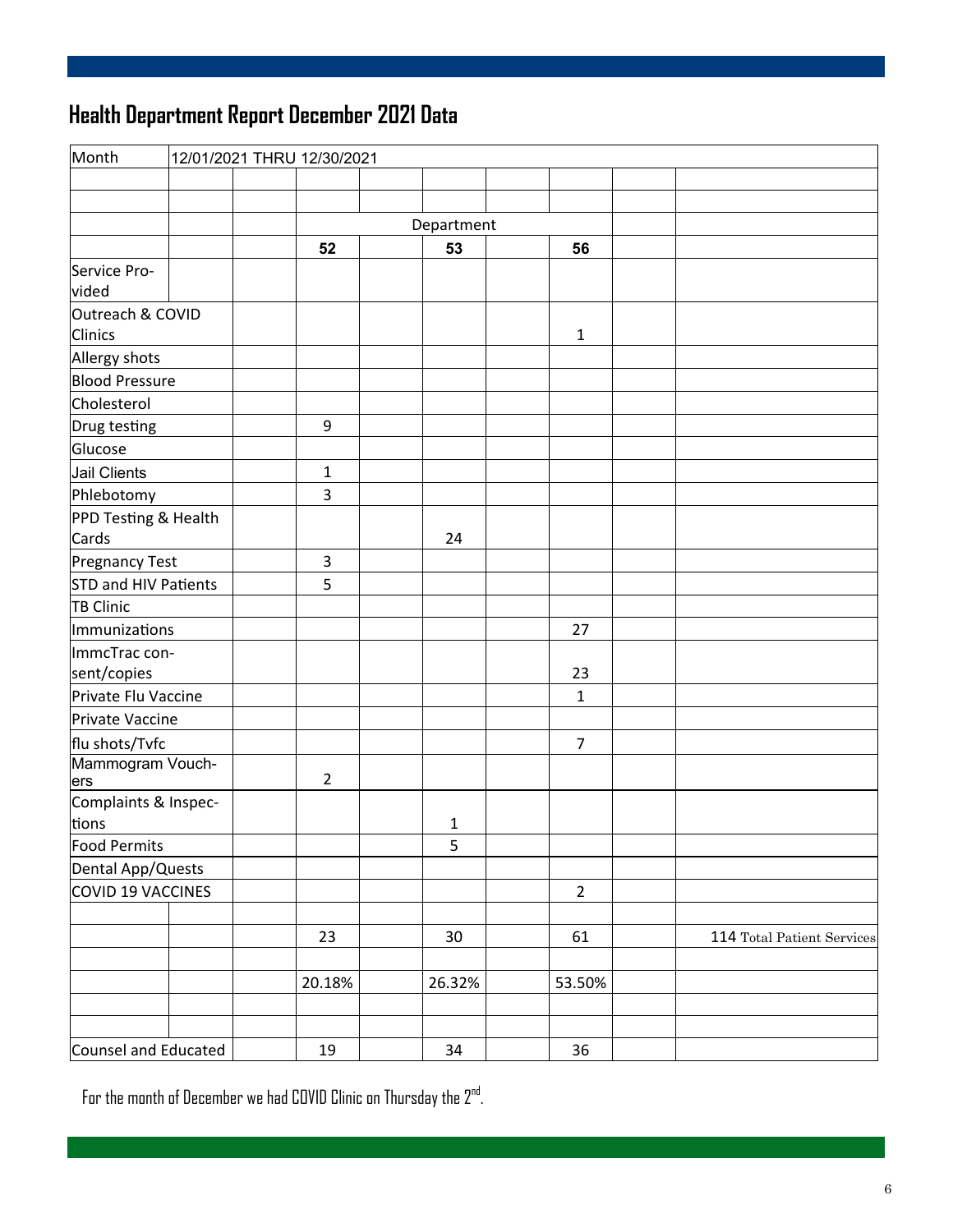# Health Department Report December 2021 Data

| Month | 12/01/2021 THRU 12/30/2021 | | | | | | | | |
|---|---|---|---|---|---|---|---|---|---|
| | | | | | | | | | |
| | | | | | | | | | |
| | | | Department | | | | | | |
| | | | 52 | | 53 | | 56 | | |
| Service Provided | | | | | | | | | |
| Outreach & COVID Clinics | | | | | | | 1 | | |
| Allergy shots | | | | | | | | | |
| Blood Pressure | | | | | | | | | |
| Cholesterol | | | | | | | | | |
| Drug testing | | | 9 | | | | | | |
| Glucose | | | | | | | | | |
| Jail Clients | | | 1 | | | | | | |
| Phlebotomy | | | 3 | | | | | | |
| PPD Testing & Health Cards | | | | | 24 | | | | |
| Pregnancy Test | | | 3 | | | | | | |
| STD and HIV Patients | | | 5 | | | | | | |
| TB Clinic | | | | | | | | | |
| Immunizations | | | | | | | 27 | | |
| ImmcTrac consent/copies | | | | | | | 23 | | |
| Private Flu Vaccine | | | | | | | 1 | | |
| Private Vaccine | | | | | | | | | |
| flu shots/Tvfc | | | | | | | 7 | | |
| Mammogram Vouchers | | | 2 | | | | | | |
| Complaints & Inspections | | | | | 1 | | | | |
| Food Permits | | | | | 5 | | | | |
| Dental App/Quests | | | | | | | | | |
| COVID 19 VACCINES | | | | | | | 2 | | |
| | | | | | | | | | |
| | | | 23 | | 30 | | 61 | | 114 Total Patient Services |
| | | | | | | | | | |
| | | | 20.18% | | 26.32% | | 53.50% | | |
| | | | | | | | | | |
| | | | | | | | | | |
| Counsel and Educated | | | 19 | | 34 | | 36 | | |

For the month of December we had COVID Clinic on Thursday the 2nd.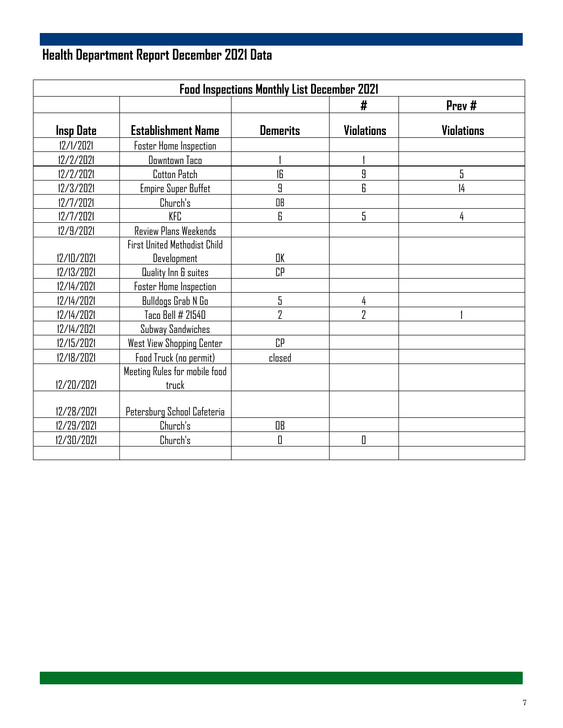## Health Department Report December 2021 Data

| Food Inspections Monthly List December 2021 | | | | |
|---|---|---|---|---|
| | | | # | Prev # |
| **Insp Date** | **Establishment Name** | **Demerits** | **Violations** | **Violations** |
| 12/1/2021 | Foster Home Inspection | | | |
| 12/2/2021 | Downtown Taco | 1 | 1 | |
| 12/2/2021 | Cotton Patch | 16 | 9 | 5 |
| 12/3/2021 | Empire Super Buffet | 9 | 6 | 14 |
| 12/7/2021 | Church's | OB | | |
| 12/7/2021 | KFC | 6 | 5 | 4 |
| 12/9/2021 | Review Plans Weekends | | | |
| 12/10/2021 | First United Methodist Child Development | OK | | |
| 12/13/2021 | Quality Inn & suites | CP | | |
| 12/14/2021 | Foster Home Inspection | | | |
| 12/14/2021 | Bulldogs Grab N Go | 5 | 4 | |
| 12/14/2021 | Taco Bell # 21540 | 2 | 2 | 1 |
| 12/14/2021 | Subway Sandwiches | | | |
| 12/15/2021 | West View Shopping Center | CP | | |
| 12/18/2021 | Food Truck (no permit) | closed | | |
| 12/20/2021 | Meeting Rules for mobile food truck | | | |
| 12/28/2021 | Petersburg School Cafeteria | | | |
| 12/29/2021 | Church's | OB | | |
| 12/30/2021 | Church's | 0 | 0 | |
| | | | | |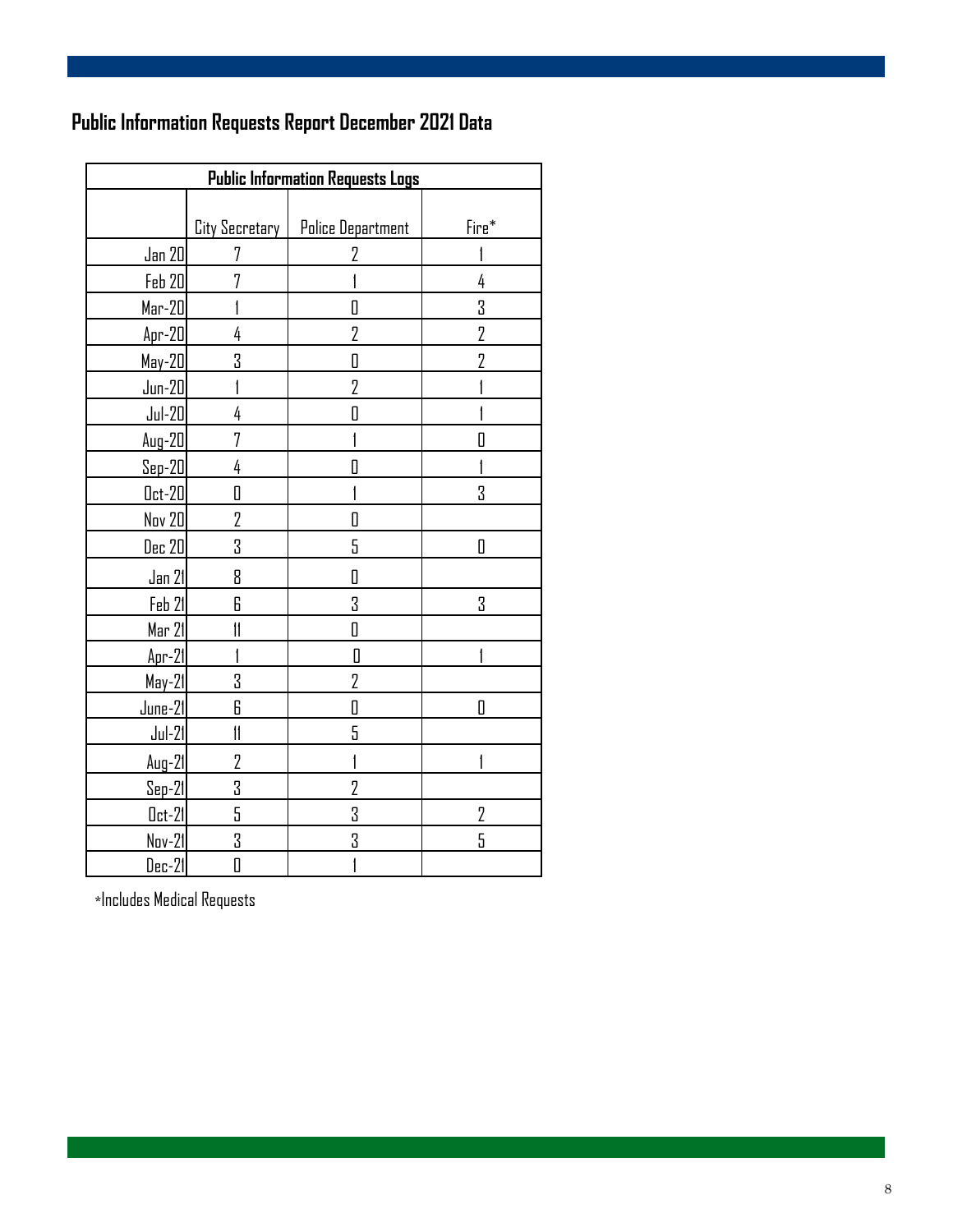## Public Information Requests Report December 2021 Data

| Public Information Requests Logs | | | |
|---|---|---|---|
| | City Secretary | Police Department | Fire* |
| Jan 20 | 7 | 2 | 1 |
| Feb 20 | 7 | 1 | 4 |
| Mar-20 | 1 | 0 | 3 |
| Apr-20 | 4 | 2 | 2 |
| May-20 | 3 | 0 | 2 |
| Jun-20 | 1 | 2 | 1 |
| Jul-20 | 4 | 0 | 1 |
| Aug-20 | 7 | 1 | 0 |
| Sep-20 | 4 | 0 | 1 |
| Oct-20 | 0 | 1 | 3 |
| Nov 20 | 2 | 0 | |
| Dec 20 | 3 | 5 | 0 |
| Jan 21 | 8 | 0 | |
| Feb 21 | 6 | 3 | 3 |
| Mar 21 | 11 | 0 | |
| Apr-21 | 1 | 0 | 1 |
| May-21 | 3 | 2 | |
| June-21 | 6 | 0 | 0 |
| Jul-21 | 11 | 5 | |
| Aug-21 | 2 | 1 | 1 |
| Sep-21 | 3 | 2 | |
| Oct-21 | 5 | 3 | 2 |
| Nov-21 | 3 | 3 | 5 |
| Dec-21 | 0 | 1 | |

*Includes Medical Requests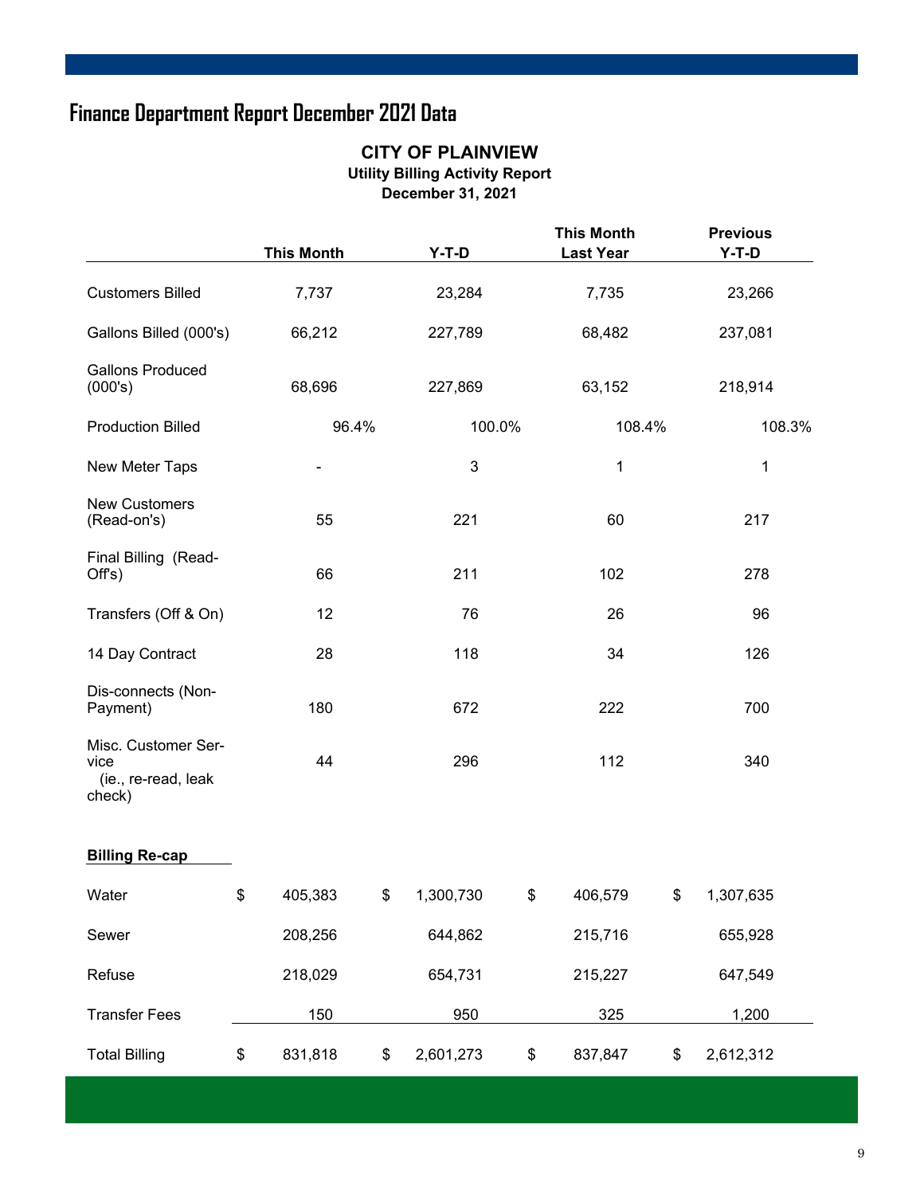# Finance Department Report December 2021 Data

## CITY OF PLAINVIEW

### Utility Billing Activity Report

### December 31, 2021

| | This Month | Y-T-D | This Month Last Year | Previous Y-T-D |
|---|---|---|---|---|
| Customers Billed | 7,737 | 23,284 | 7,735 | 23,266 |
| Gallons Billed (000's) | 66,212 | 227,789 | 68,482 | 237,081 |
| Gallons Produced (000's) | 68,696 | 227,869 | 63,152 | 218,914 |
| Production Billed | 96.4% | 100.0% | 108.4% | 108.3% |
| New Meter Taps | - | 3 | 1 | 1 |
| New Customers (Read-on's) | 55 | 221 | 60 | 217 |
| Final Billing (Read-Off's) | 66 | 211 | 102 | 278 |
| Transfers (Off & On) | 12 | 76 | 26 | 96 |
| 14 Day Contract | 28 | 118 | 34 | 126 |
| Dis-connects (Non-Payment) | 180 | 672 | 222 | 700 |
| Misc. Customer Service (ie., re-read, leak check) | 44 | 296 | 112 | 340 |
| **Billing Re-cap** | | | | |
| Water | $ 405,383 | $ 1,300,730 | $ 406,579 | $ 1,307,635 |
| Sewer | 208,256 | 644,862 | 215,716 | 655,928 |
| Refuse | 218,029 | 654,731 | 215,227 | 647,549 |
| Transfer Fees | 150 | 950 | 325 | 1,200 |
| Total Billing | $ 831,818 | $ 2,601,273 | $ 837,847 | $ 2,612,312 |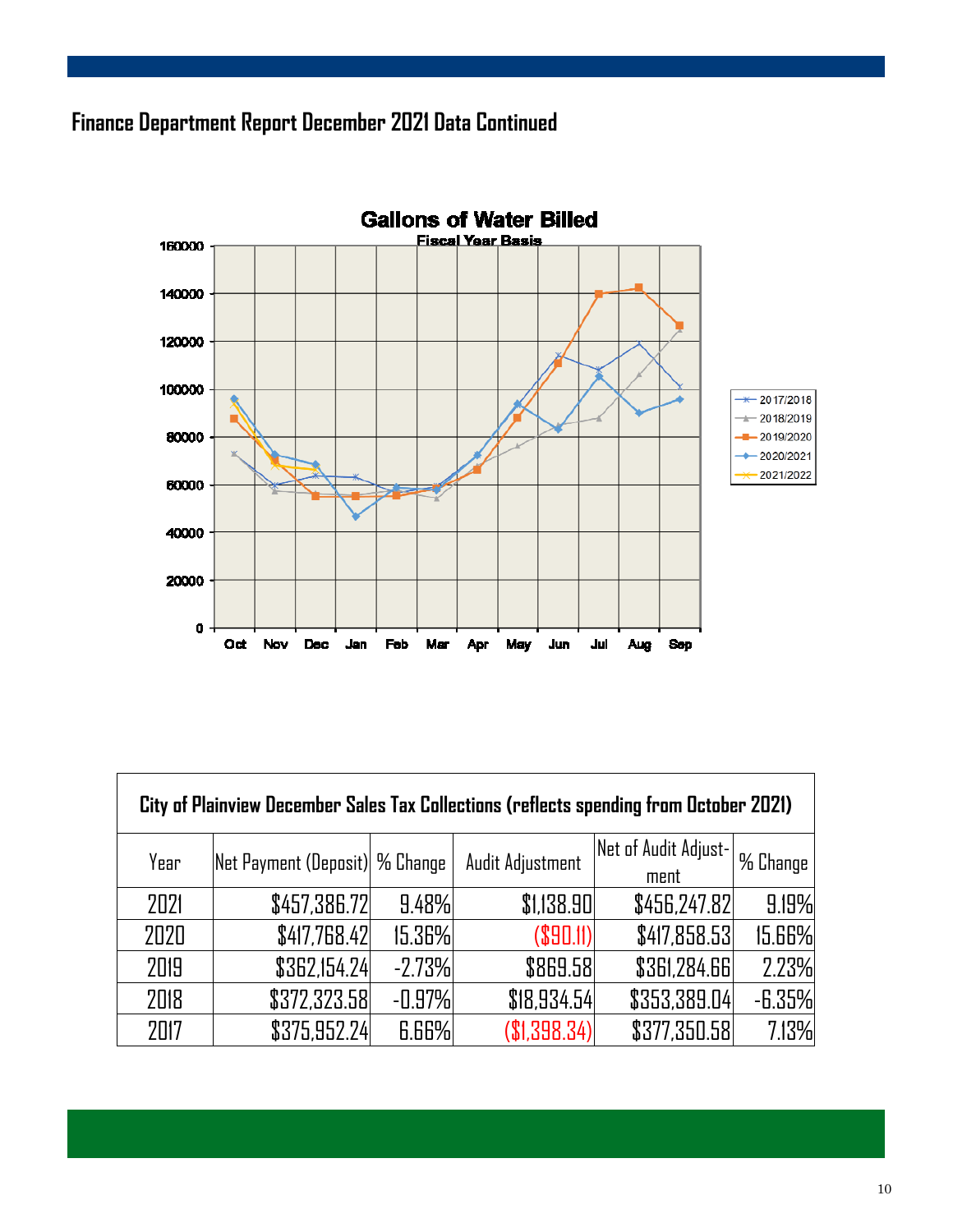## Finance Department Report December 2021 Data Continued

**Gallons of Water Billed**
Fiscal Year Basis

| City of Plainview December Sales Tax Collections (reflects spending from October 2021) | | | | | |
|---|---|---|---|---|---|
| Year | Net Payment (Deposit) | % Change | Audit Adjustment | Net of Audit Adjust-ment | % Change |
| 2021 | $457,386.72 | 9.48% | $1,138.90 | $456,247.82 | 9.19% |
| 2020 | $417,768.42 | 15.36% | ($90.11) | $417,858.53 | 15.66% |
| 2019 | $362,154.24 | -2.73% | $869.58 | $361,284.66 | 2.23% |
| 2018 | $372,323.58 | -0.97% | $18,934.54 | $353,389.04 | -6.35% |
| 2017 | $375,952.24 | 6.66% | ($1,398.34) | $377,350.58 | 7.13% |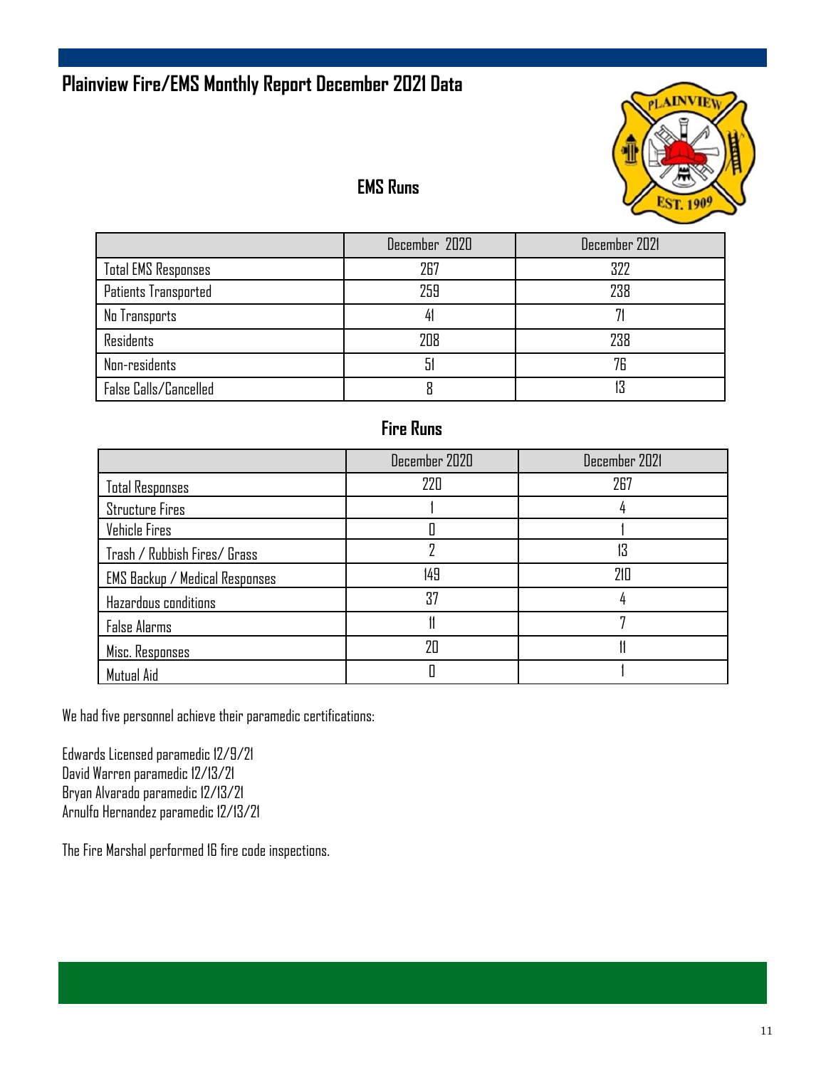# Plainview Fire/EMS Monthly Report December 2021 Data

## EMS Runs

| | December 2020 | December 2021 |
|---|---|---|
| Total EMS Responses | 267 | 322 |
| Patients Transported | 259 | 238 |
| No Transports | 41 | 71 |
| Residents | 208 | 238 |
| Non-residents | 51 | 76 |
| False Calls/Cancelled | 8 | 13 |

## Fire Runs

| | December 2020 | December 2021 |
|---|---|---|
| Total Responses | 220 | 267 |
| Structure Fires | 1 | 4 |
| Vehicle Fires | 0 | 1 |
| Trash / Rubbish Fires/ Grass | 2 | 13 |
| EMS Backup / Medical Responses | 149 | 210 |
| Hazardous conditions | 37 | 4 |
| False Alarms | 11 | 7 |
| Misc. Responses | 20 | 11 |
| Mutual Aid | 0 | 1 |

We had five personnel achieve their paramedic certifications:

Edwards Licensed paramedic 12/9/21
David Warren paramedic 12/13/21
Bryan Alvarado paramedic 12/13/21
Arnulfo Hernandez paramedic 12/13/21

The Fire Marshal performed 16 fire code inspections.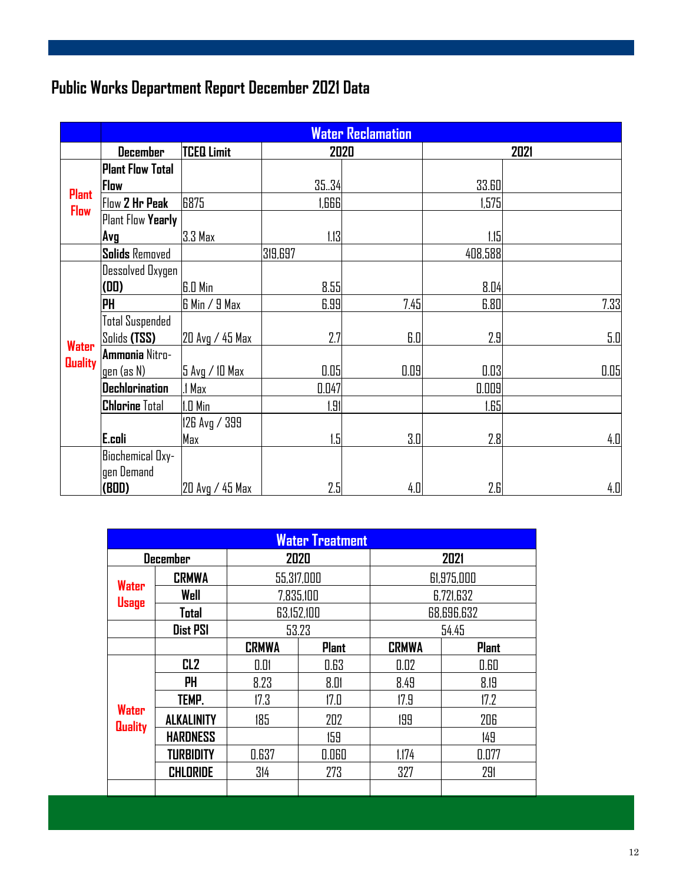## Public Works Department Report December 2021 Data

| | Water Reclamation | | | | | |
|---|---|---|---|---|---|---|
| | December | TCEQ Limit | 2020 | | 2021 | |
| Plant Flow | Plant Flow Total Flow | | 35..34 | | 33.60 | |
| | Flow 2 Hr Peak | 6875 | 1,666 | | 1,575 | |
| | Plant Flow Yearly Avg | 3.3 Max | 1.13 | | 1.15 | |
| | Solids Removed | | 319,697 | | 408,588 | |
| Water Quality | Dessolved Oxygen (DO) | 6.0 Min | 8.55 | | 8.04 | |
| | PH | 6 Min / 9 Max | 6.99 | 7.45 | 6.80 | 7.33 |
| | Total Suspended Solids (TSS) | 20 Avg / 45 Max | 2.7 | 6.0 | 2.9 | 5.0 |
| | Ammonia Nitrogen (as N) | 5 Avg / 10 Max | 0.05 | 0.09 | 0.03 | 0.05 |
| | Dechlorination | .1 Max | 0.047 | | 0.009 | |
| | Chlorine Total | 1.0 Min | 1.91 | | 1.65 | |
| | E.coli | 126 Avg / 399 Max | 1.5 | 3.0 | 2.8 | 4.0 |
| | Biochemical Oxygen Demand (BOD) | 20 Avg / 45 Max | 2.5 | 4.0 | 2.6 | 4.0 |

| Water Treatment | | | | | |
|---|---|---|---|---|---|
| December | | 2020 | | 2021 | |
| Water Usage | CRMWA | 55,317,000 | | 61,975,000 | |
| | Well | 7,835,100 | | 6,721,632 | |
| | Total | 63,152,100 | | 68,696,632 | |
| | Dist PSI | 53.23 | | 54.45 | |
| | | CRMWA | Plant | CRMWA | Plant |
| Water Quality | CL2 | 0.01 | 0.63 | 0.02 | 0.60 |
| | PH | 8.23 | 8.01 | 8.49 | 8.19 |
| | TEMP. | 17.3 | 17.0 | 17.9 | 17.2 |
| | ALKALINITY | 185 | 202 | 199 | 206 |
| | HARDNESS | | 159 | | 149 |
| | TURBIDITY | 0.637 | 0.060 | 1.174 | 0.077 |
| | CHLORIDE | 314 | 273 | 327 | 291 |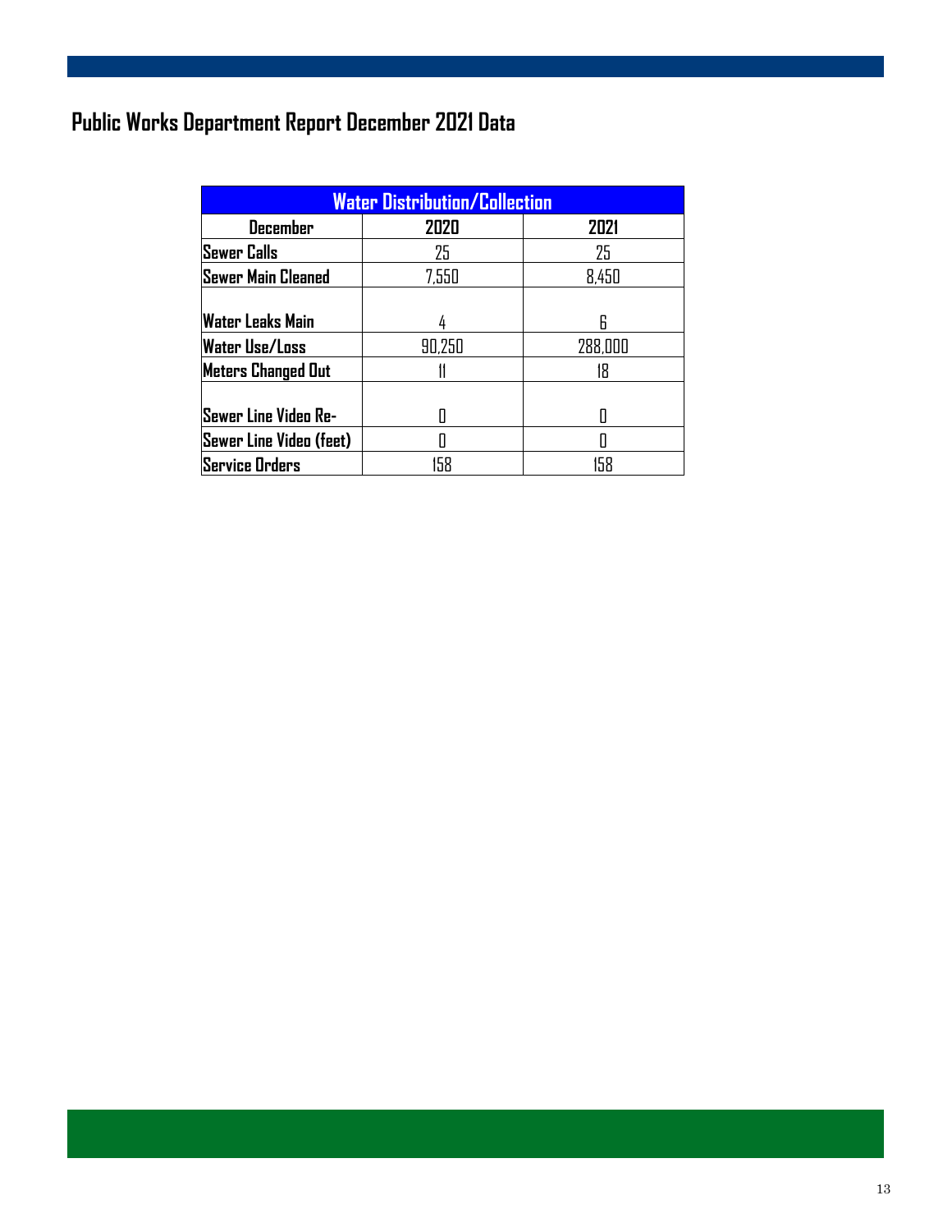# Public Works Department Report December 2021 Data

| Water Distribution/Collection | | |
|---|---|---|
| December | 2020 | 2021 |
| Sewer Calls | 25 | 25 |
| Sewer Main Cleaned | 7,550 | 8,450 |
| Water Leaks Main | 4 | 6 |
| Water Use/Loss | 90,250 | 288,000 |
| Meters Changed Out | 11 | 18 |
| Sewer Line Video Re- | 0 | 0 |
| Sewer Line Video (feet) | 0 | 0 |
| Service Orders | 158 | 158 |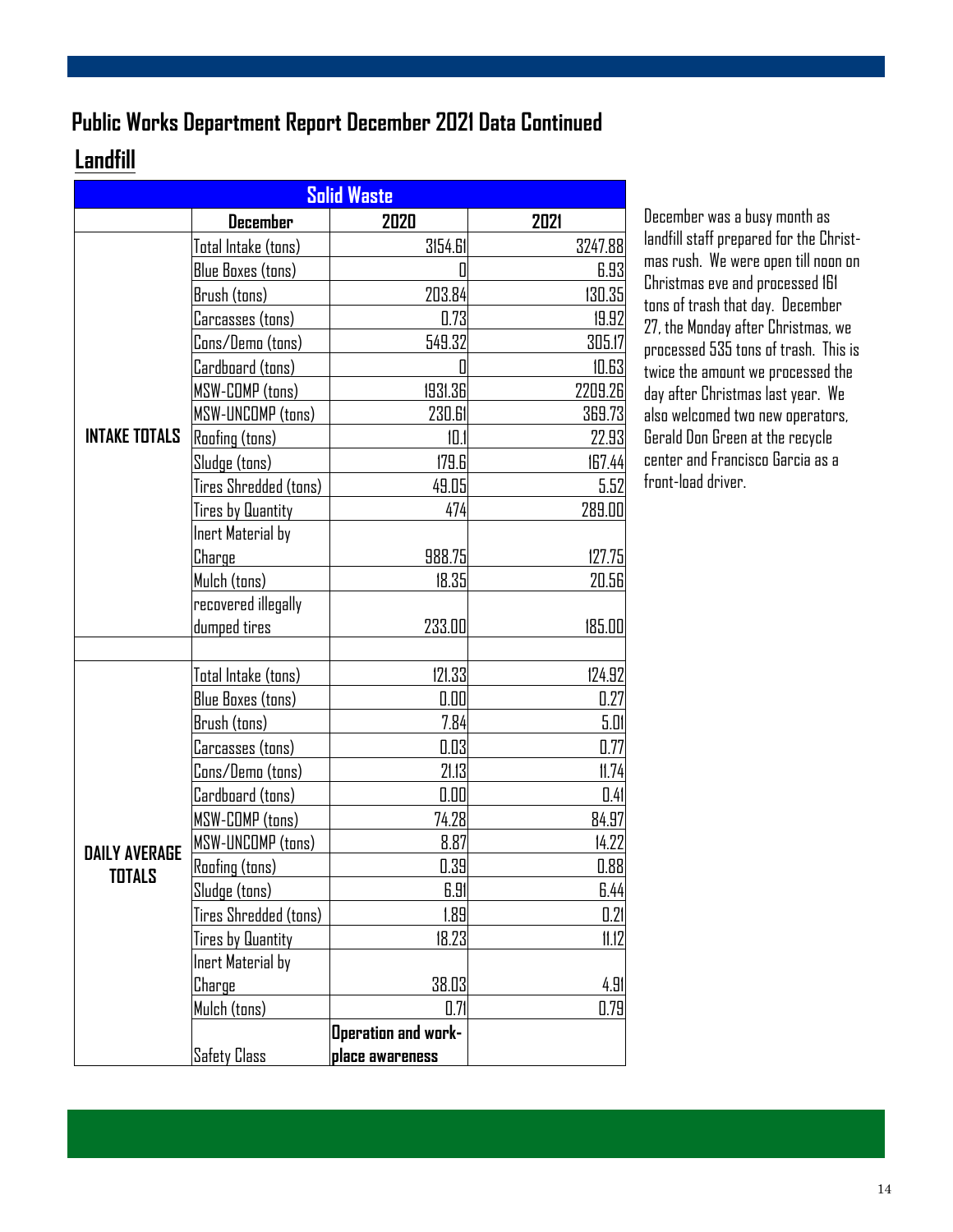## Public Works Department Report December 2021 Data Continued

## Landfill

| Solid Waste | | | |
|---|---|---|---|
| | **December** | **2020** | **2021** |
| **INTAKE TOTALS** | Total Intake (tons) | 3154.61 | 3247.88 |
| | Blue Boxes (tons) | 0 | 6.93 |
| | Brush (tons) | 203.84 | 130.35 |
| | Carcasses (tons) | 0.73 | 19.92 |
| | Cons/Demo (tons) | 549.32 | 305.17 |
| | Cardboard (tons) | 0 | 10.63 |
| | MSW-COMP (tons) | 1931.36 | 2209.26 |
| | MSW-UNCOMP (tons) | 230.61 | 369.73 |
| | Roofing (tons) | 10.1 | 22.93 |
| | Sludge (tons) | 179.6 | 167.44 |
| | Tires Shredded (tons) | 49.05 | 5.52 |
| | Tires by Quantity | 474 | 289.00 |
| | Inert Material by Charge | 988.75 | 127.75 |
| | Mulch (tons) | 18.35 | 20.56 |
| | recovered illegally dumped tires | 233.00 | 185.00 |
| | | | |
| **DAILY AVERAGE TOTALS** | Total Intake (tons) | 121.33 | 124.92 |
| | Blue Boxes (tons) | 0.00 | 0.27 |
| | Brush (tons) | 7.84 | 5.01 |
| | Carcasses (tons) | 0.03 | 0.77 |
| | Cons/Demo (tons) | 21.13 | 11.74 |
| | Cardboard (tons) | 0.00 | 0.41 |
| | MSW-COMP (tons) | 74.28 | 84.97 |
| | MSW-UNCOMP (tons) | 8.87 | 14.22 |
| | Roofing (tons) | 0.39 | 0.88 |
| | Sludge (tons) | 6.91 | 6.44 |
| | Tires Shredded (tons) | 1.89 | 0.21 |
| | Tires by Quantity | 18.23 | 11.12 |
| | Inert Material by Charge | 38.03 | 4.91 |
| | Mulch (tons) | 0.71 | 0.79 |
| | Safety Class | **Operation and workplace awareness** | |

December was a busy month as landfill staff prepared for the Christmas rush. We were open till noon on Christmas eve and processed 161 tons of trash that day. December 27, the Monday after Christmas, we processed 535 tons of trash. This is twice the amount we processed the day after Christmas last year. We also welcomed two new operators, Gerald Don Green at the recycle center and Francisco Garcia as a front-load driver.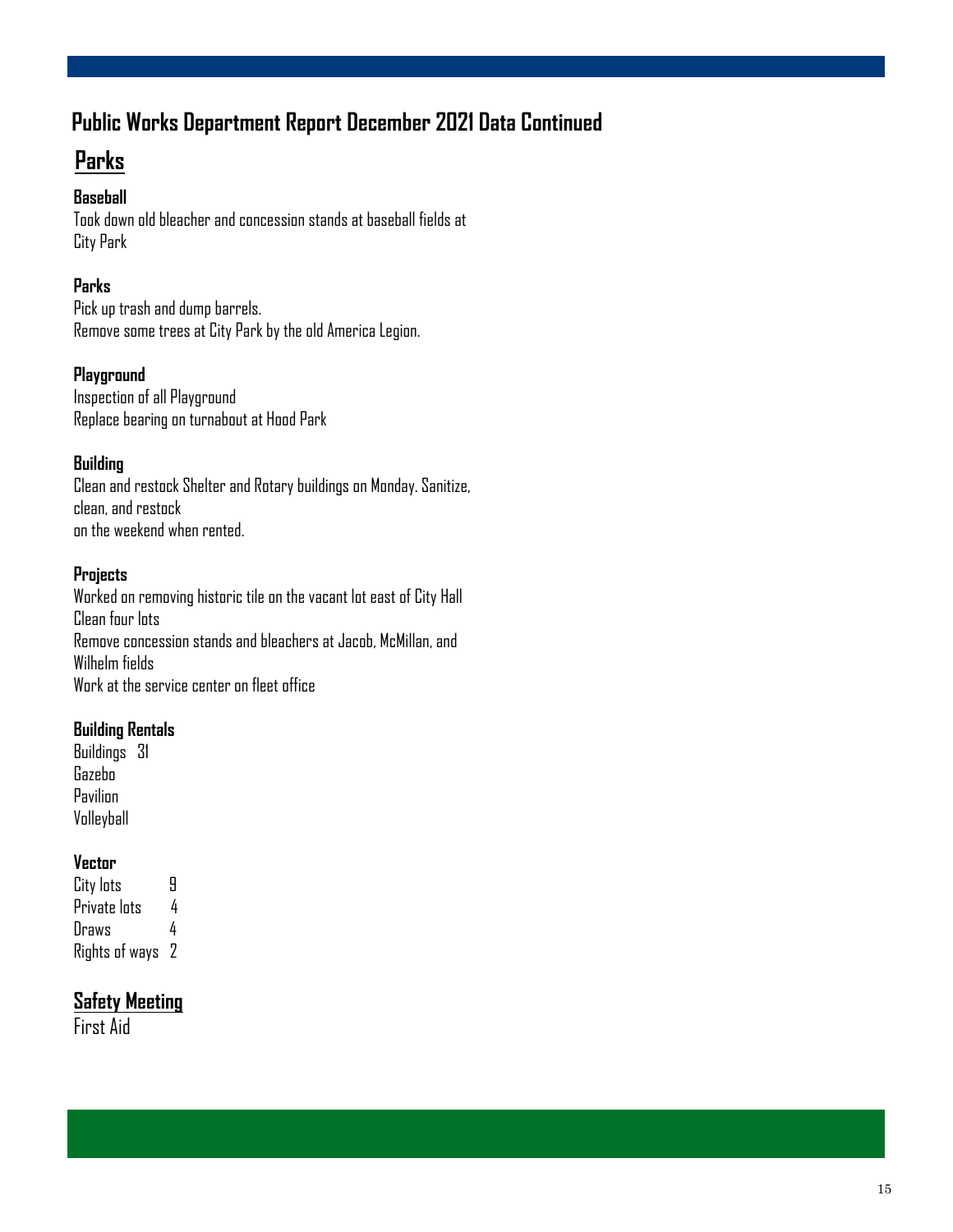# Public Works Department Report December 2021 Data Continued

## Parks

**Baseball**
Took down old bleacher and concession stands at baseball fields at City Park

**Parks**
Pick up trash and dump barrels.
Remove some trees at City Park by the old America Legion.

**Playground**
Inspection of all Playground
Replace bearing on turnabout at Hood Park

**Building**
Clean and restock Shelter and Rotary buildings on Monday. Sanitize, clean, and restock on the weekend when rented.

**Projects**
Worked on removing historic tile on the vacant lot east of City Hall
Clean four lots
Remove concession stands and bleachers at Jacob, McMillan, and Wilhelm fields
Work at the service center on fleet office

**Building Rentals**

| | |
|---|---|
| Buildings | 31 |
| Gazebo | |
| Pavilion | |
| Volleyball | |

**Vector**

| | |
|---|---|
| City lots | 9 |
| Private lots | 4 |
| Draws | 4 |
| Rights of ways | 2 |

## Safety Meeting

First Aid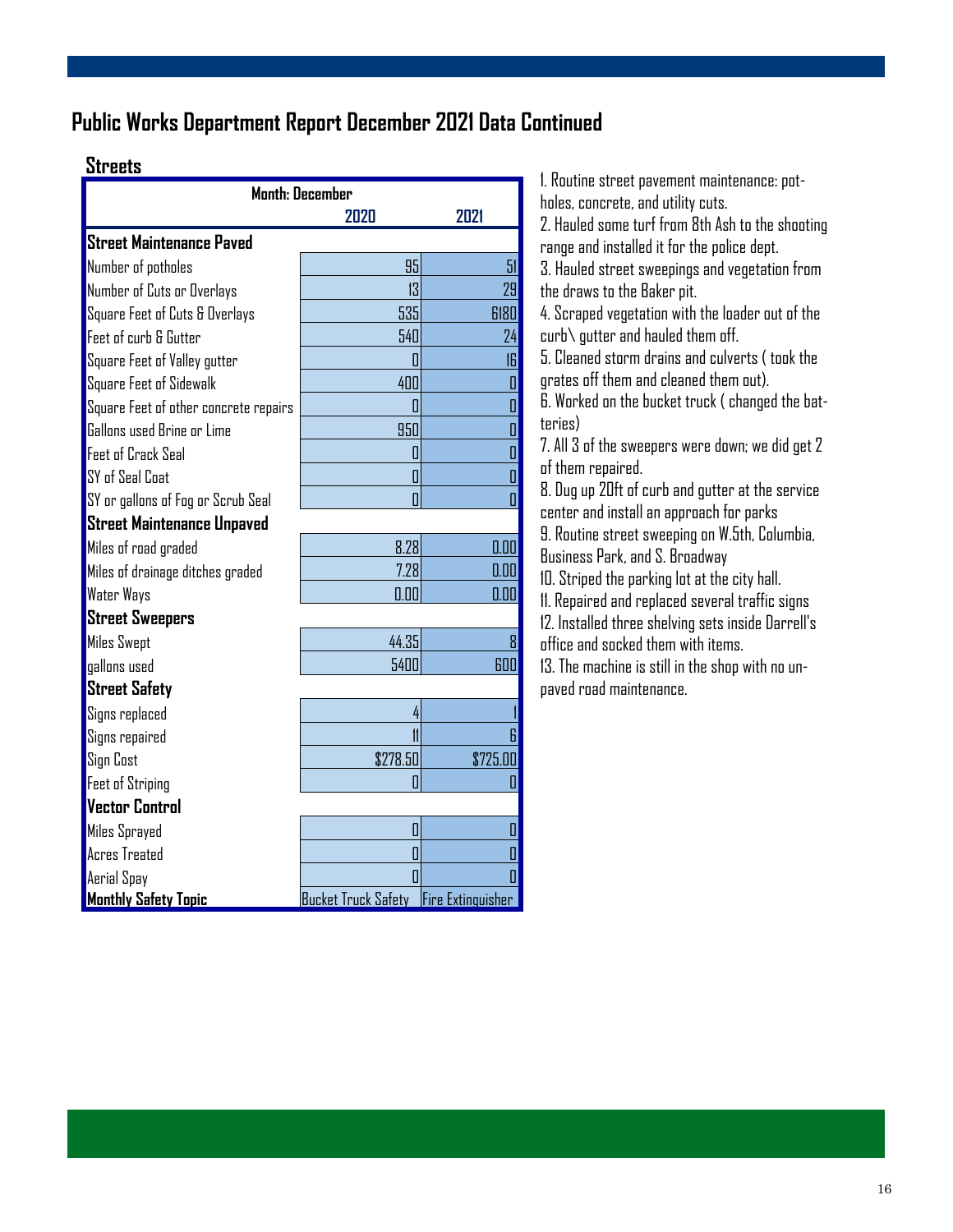# Public Works Department Report December 2021 Data Continued

## Streets

| Month: December | 2020 | 2021 |
|---|---|---|
| **Street Maintenance Paved** | | |
| Number of potholes | 95 | 51 |
| Number of Cuts or Overlays | 13 | 29 |
| Square Feet of Cuts & Overlays | 535 | 6180 |
| Feet of curb & Gutter | 540 | 24 |
| Square Feet of Valley gutter | 0 | 16 |
| Square Feet of Sidewalk | 400 | 0 |
| Square Feet of other concrete repairs | 0 | 0 |
| Gallons used Brine or Lime | 950 | 0 |
| Feet of Crack Seal | 0 | 0 |
| SY of Seal Coat | 0 | 0 |
| SY or gallons of Fog or Scrub Seal | 0 | 0 |
| **Street Maintenance Unpaved** | | |
| Miles of road graded | 8.28 | 0.00 |
| Miles of drainage ditches graded | 7.28 | 0.00 |
| Water Ways | 0.00 | 0.00 |
| **Street Sweepers** | | |
| Miles Swept | 44.35 | 8 |
| gallons used | 5400 | 600 |
| **Street Safety** | | |
| Signs replaced | 4 | 1 |
| Signs repaired | 11 | 6 |
| Sign Cost | $278.50 | $725.00 |
| Feet of Striping | 0 | 0 |
| **Vector Control** | | |
| Miles Sprayed | 0 | 0 |
| Acres Treated | 0 | 0 |
| Aerial Spay | 0 | 0 |
| **Monthly Safety Topic** | Bucket Truck Safety | Fire Extinguisher |

1. Routine street pavement maintenance: potholes, concrete, and utility cuts.
2. Hauled some turf from 8th Ash to the shooting range and installed it for the police dept.
3. Hauled street sweepings and vegetation from the draws to the Baker pit.
4. Scraped vegetation with the loader out of the curb\ gutter and hauled them off.
5. Cleaned storm drains and culverts ( took the grates off them and cleaned them out).
6. Worked on the bucket truck ( changed the batteries)
7. All 3 of the sweepers were down; we did get 2 of them repaired.
8. Dug up 20ft of curb and gutter at the service center and install an approach for parks
9. Routine street sweeping on W.5th, Columbia, Business Park, and S. Broadway
10. Striped the parking lot at the city hall.
11. Repaired and replaced several traffic signs
12. Installed three shelving sets inside Darrell's office and socked them with items.
13. The machine is still in the shop with no unpaved road maintenance.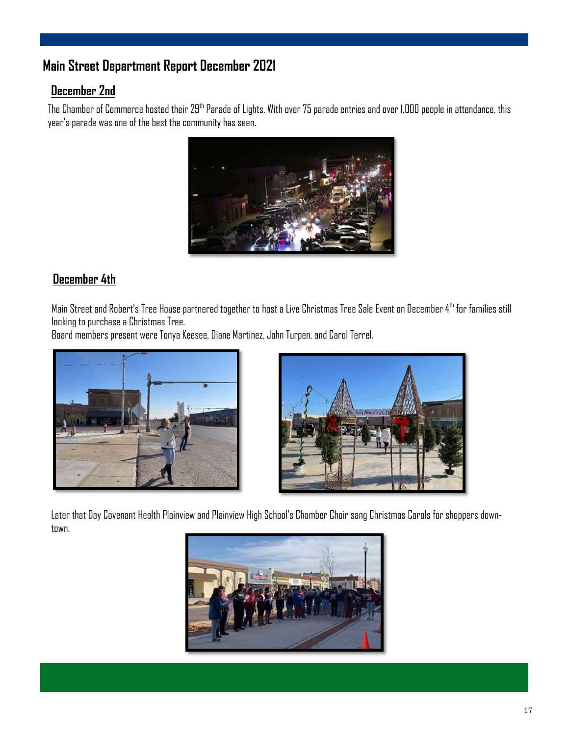# Main Street Department Report December 2021

## December 2nd

The Chamber of Commerce hosted their 29th Parade of Lights. With over 75 parade entries and over 1,000 people in attendance, this year's parade was one of the best the community has seen.

## December 4th

Main Street and Robert's Tree House partnered together to host a Live Christmas Tree Sale Event on December 4th for families still looking to purchase a Christmas Tree.
Board members present were Tonya Keesee, Diane Martinez, John Turpen, and Carol Terrel.

Later that Day Covenant Health Plainview and Plainview High School's Chamber Choir sang Christmas Carols for shoppers down-town.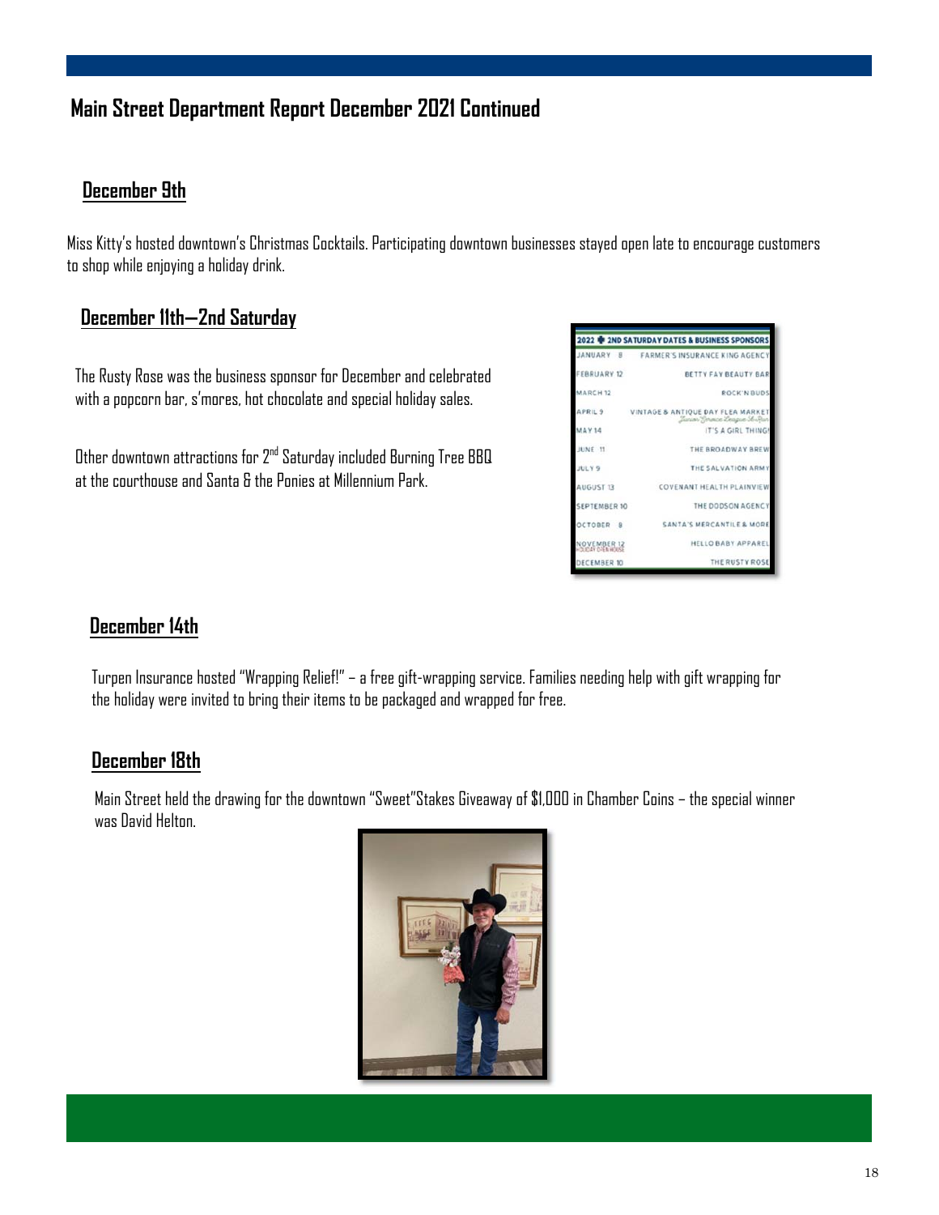# Main Street Department Report December 2021 Continued

## December 9th

Miss Kitty's hosted downtown's Christmas Cocktails. Participating downtown businesses stayed open late to encourage customers to shop while enjoying a holiday drink.

## December 11th—2nd Saturday

The Rusty Rose was the business sponsor for December and celebrated with a popcorn bar, s'mores, hot chocolate and special holiday sales.

Other downtown attractions for 2nd Saturday included Burning Tree BBQ at the courthouse and Santa & the Ponies at Millennium Park.

| 2022 2ND SATURDAY DATES & BUSINESS SPONSORS | |
|---|---|
| JANUARY 8 | FARMER'S INSURANCE KING AGENCY |
| FEBRUARY 12 | BETTY FAY BEAUTY BAR |
| MARCH 12 | ROCK'N BUDS |
| APRIL 9 | VINTAGE & ANTIQUE DAY FLEA MARKET Junior Service League |
| MAY 14 | IT'S A GIRL THING! |
| JUNE 11 | THE BROADWAY BREW |
| JULY 9 | THE SALVATION ARMY |
| AUGUST 13 | COVENANT HEALTH PLAINVIEW |
| SEPTEMBER 10 | THE DODSON AGENCY |
| OCTOBER 8 | SANTA'S MERCANTILE & MORE |
| NOVEMBER 12 HOLIDAY OPEN HOUSE | HELLO BABY APPAREL |
| DECEMBER 10 | THE RUSTY ROSE |

## December 14th

Turpen Insurance hosted "Wrapping Relief!" – a free gift-wrapping service. Families needing help with gift wrapping for the holiday were invited to bring their items to be packaged and wrapped for free.

## December 18th

Main Street held the drawing for the downtown "Sweet"Stakes Giveaway of $1,000 in Chamber Coins – the special winner was David Helton.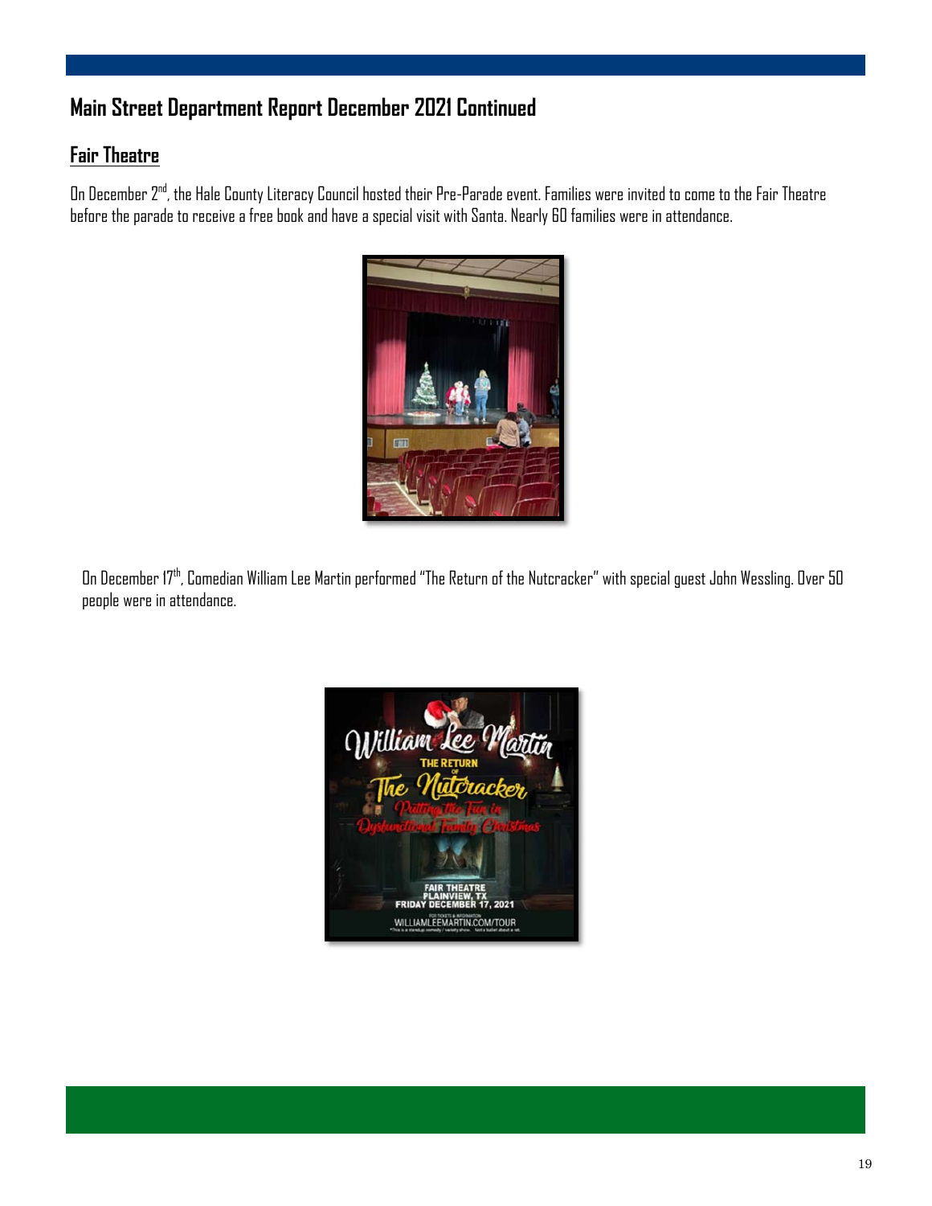## Main Street Department Report December 2021 Continued

### Fair Theatre

On December 2nd, the Hale County Literacy Council hosted their Pre-Parade event. Families were invited to come to the Fair Theatre before the parade to receive a free book and have a special visit with Santa. Nearly 60 families were in attendance.

On December 17th, Comedian William Lee Martin performed "The Return of the Nutcracker" with special guest John Wessling. Over 50 people were in attendance.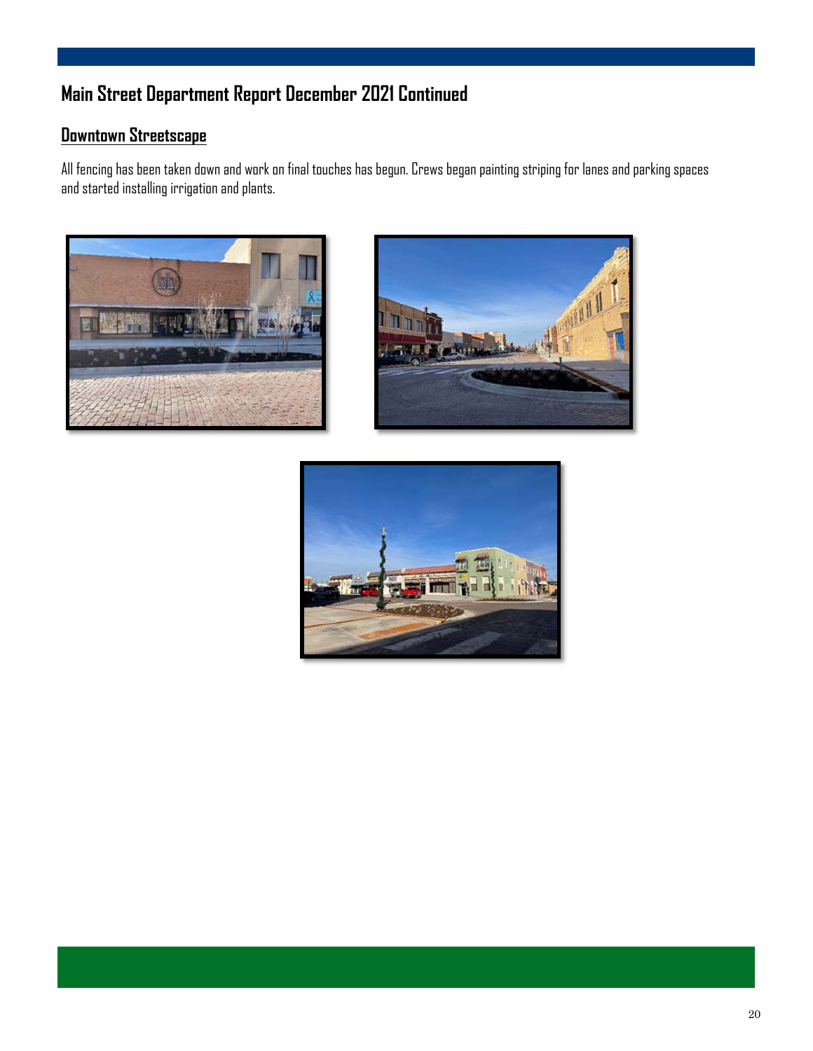## Main Street Department Report December 2021 Continued

### Downtown Streetscape

All fencing has been taken down and work on final touches has begun. Crews began painting striping for lanes and parking spaces and started installing irrigation and plants.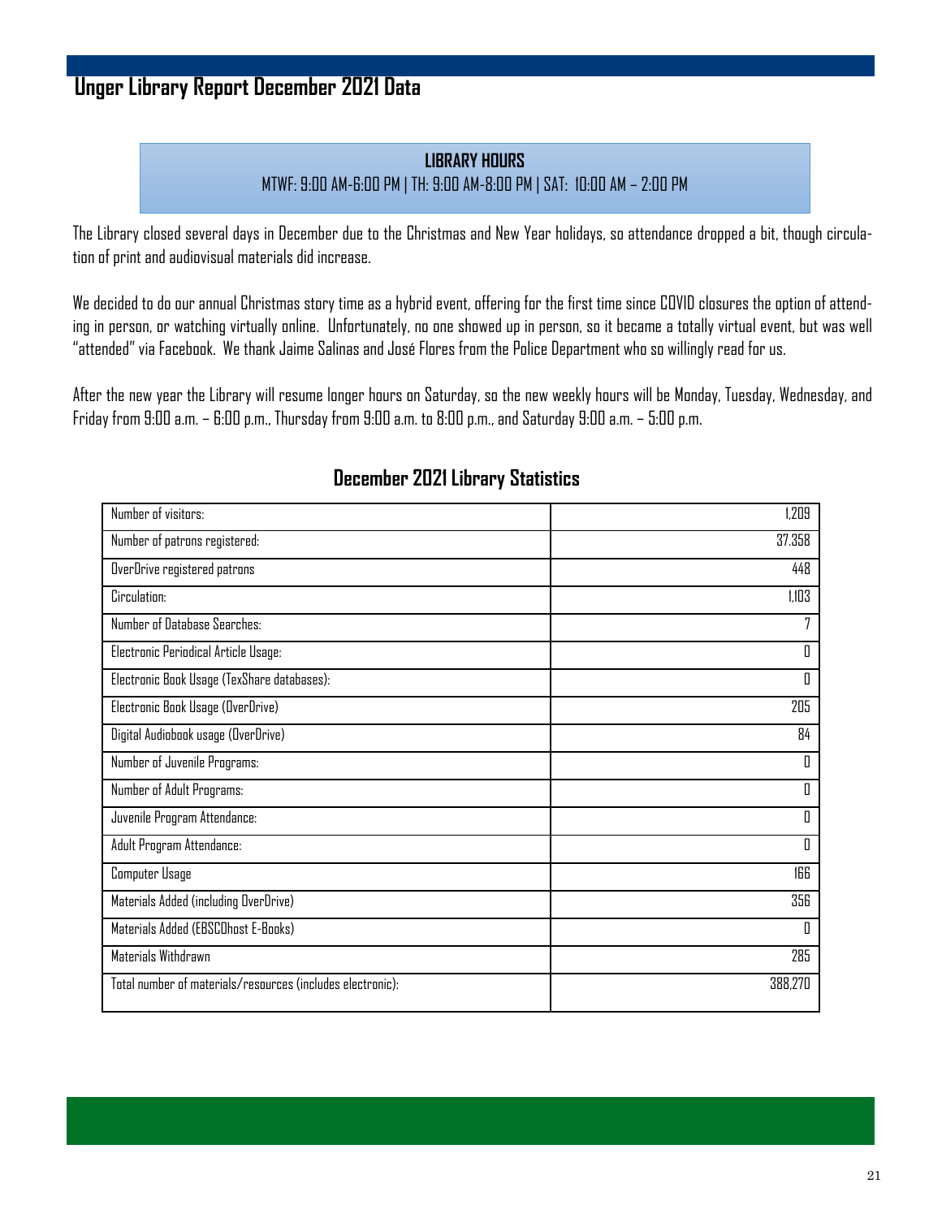# Unger Library Report December 2021 Data

**LIBRARY HOURS**

MTWF: 9:00 AM-6:00 PM | TH: 9:00 AM-8:00 PM | SAT: 10:00 AM – 2:00 PM

The Library closed several days in December due to the Christmas and New Year holidays, so attendance dropped a bit, though circulation of print and audiovisual materials did increase.

We decided to do our annual Christmas story time as a hybrid event, offering for the first time since COVID closures the option of attending in person, or watching virtually online. Unfortunately, no one showed up in person, so it became a totally virtual event, but was well "attended" via Facebook. We thank Jaime Salinas and José Flores from the Police Department who so willingly read for us.

After the new year the Library will resume longer hours on Saturday, so the new weekly hours will be Monday, Tuesday, Wednesday, and Friday from 9:00 a.m. – 6:00 p.m., Thursday from 9:00 a.m. to 8:00 p.m., and Saturday 9:00 a.m. – 5:00 p.m.

## December 2021 Library Statistics

| | |
|---|---:|
| Number of visitors: | 1,209 |
| Number of patrons registered: | 37,358 |
| OverDrive registered patrons | 448 |
| Circulation: | 1,103 |
| Number of Database Searches: | 7 |
| Electronic Periodical Article Usage: | 0 |
| Electronic Book Usage (TexShare databases): | 0 |
| Electronic Book Usage (OverDrive) | 205 |
| Digital Audiobook usage (OverDrive) | 84 |
| Number of Juvenile Programs: | 0 |
| Number of Adult Programs: | 0 |
| Juvenile Program Attendance: | 0 |
| Adult Program Attendance: | 0 |
| Computer Usage | 166 |
| Materials Added (including OverDrive) | 356 |
| Materials Added (EBSCOhost E-Books) | 0 |
| Materials Withdrawn | 285 |
| Total number of materials/resources (includes electronic): | 388,270 |